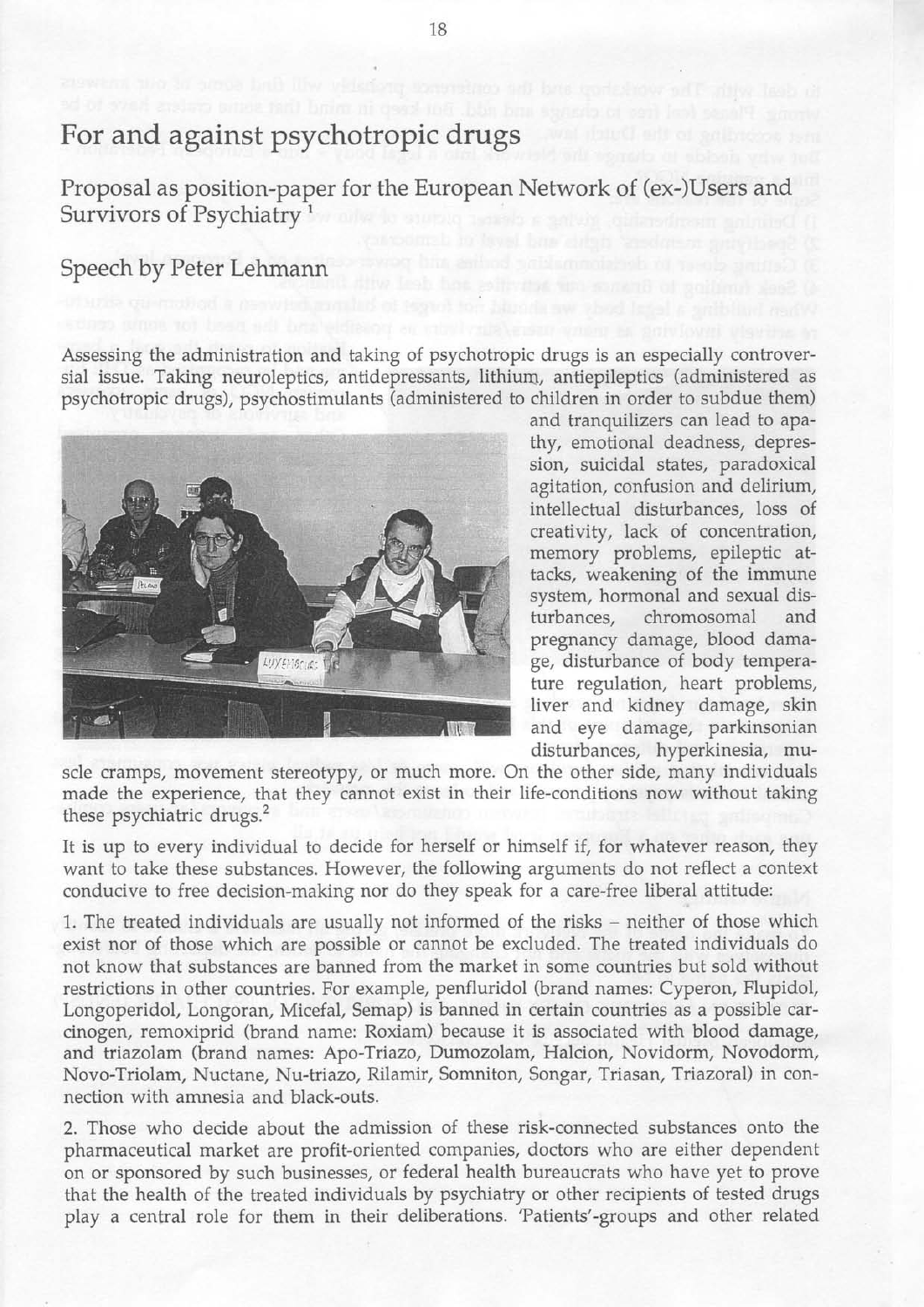# For and against psychotropic drugs

## Proposal as position-paper for the European Network of (ex-)Users and Survivors of Psychiatry [1]

## Speech by Peter Lehmann

Assessing the administration and taking of psychotropic drugs is an especially controversial issue. Taking neuroleptics, antidepressants, lithium, antiepileptics (administered as psychotropic drugs), psychostimulants (administered to children in order to subdue them) and tranquilizers can lead to apathy, emotional deadness, depression, suicidal states, paradoxical agitation, confusion and delirium, intellectual disturbances, loss of creativity, lack of concentration, memory problems, epileptic attacks, weakening of the immune system, hormonal and sexual disturbances, chromosomal and pregnancy damage, blood damage, disturbance of body temperature regulation, heart problems, liver and kidney damage, skin and eye damage, parkinsonian disturbances, hyperkinesia, muscle cramps, movement stereotypy, or much more. On the other side, many individuals made the experience, that they cannot exist in their life-conditions now without taking these psychiatric drugs.[2]

It is up to every individual to decide for herself or himself if, for whatever reason, they want to take these substances. However, the following arguments do not reflect a context conducive to free decision-making nor do they speak for a care-free liberal attitude:

1. The treated individuals are usually not informed of the risks – neither of those which exist nor of those which are possible or cannot be excluded. The treated individuals do not know that substances are banned from the market in some countries but sold without restrictions in other countries. For example, penfluridol (brand names: Cyperon, Flupidol, Longoperidol, Longoran, Micefal, Semap) is banned in certain countries as a possible carcinogen, remoxiprid (brand name: Roxiam) because it is associated with blood damage, and triazolam (brand names: Apo-Triazo, Dumozolam, Halcion, Novidorm, Novodorm, Novo-Triolam, Nuctane, Nu-triazo, Rilamir, Somniton, Songar, Triasan, Triazoral) in connection with amnesia and black-outs.

2. Those who decide about the admission of these risk-connected substances onto the pharmaceutical market are profit-oriented companies, doctors who are either dependent on or sponsored by such businesses, or federal health bureaucrats who have yet to prove that the health of the treated individuals by psychiatry or other recipients of tested drugs play a central role for them in their deliberations. 'Patients'-groups and other related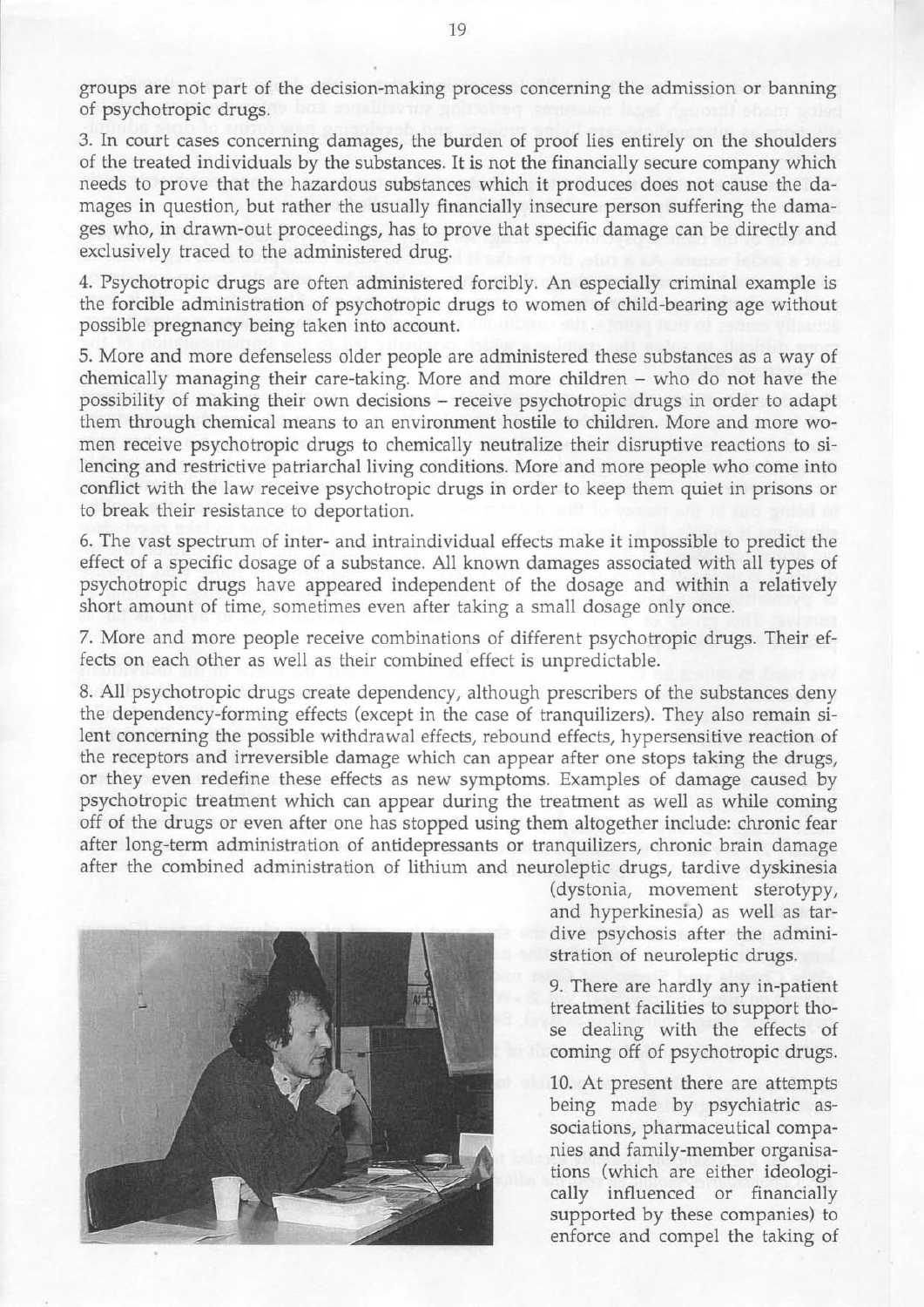groups are not part of the decision-making process concerning the admission or banning of psychotropic drugs.

3. In court cases concerning damages, the burden of proof lies entirely on the shoulders of the treated individuals by the substances. It is not the financially secure company which needs to prove that the hazardous substances which it produces does not cause the damages in question, but rather the usually financially insecure person suffering the damages who, in drawn-out proceedings, has to prove that specific damage can be directly and exclusively traced to the administered drug.

4. Psychotropic drugs are often administered forcibly. An especially criminal example is the forcible administration of psychotropic drugs to women of child-bearing age without possible pregnancy being taken into account.

5. More and more defenseless older people are administered these substances as a way of chemically managing their care-taking. More and more children – who do not have the possibility of making their own decisions – receive psychotropic drugs in order to adapt them through chemical means to an environment hostile to children. More and more women receive psychotropic drugs to chemically neutralize their disruptive reactions to silencing and restrictive patriarchal living conditions. More and more people who come into conflict with the law receive psychotropic drugs in order to keep them quiet in prisons or to break their resistance to deportation.

6. The vast spectrum of inter- and intraindividual effects make it impossible to predict the effect of a specific dosage of a substance. All known damages associated with all types of psychotropic drugs have appeared independent of the dosage and within a relatively short amount of time, sometimes even after taking a small dosage only once.

7. More and more people receive combinations of different psychotropic drugs. Their effects on each other as well as their combined effect is unpredictable.

8. All psychotropic drugs create dependency, although prescribers of the substances deny the dependency-forming effects (except in the case of tranquilizers). They also remain silent concerning the possible withdrawal effects, rebound effects, hypersensitive reaction of the receptors and irreversible damage which can appear after one stops taking the drugs, or they even redefine these effects as new symptoms. Examples of damage caused by psychotropic treatment which can appear during the treatment as well as while coming off of the drugs or even after one has stopped using them altogether include: chronic fear after long-term administration of antidepressants or tranquilizers, chronic brain damage after the combined administration of lithium and neuroleptic drugs, tardive dyskinesia (dystonia, movement sterotypy, and hyperkinesia) as well as tardive psychosis after the administration of neuroleptic drugs.

9. There are hardly any in-patient treatment facilities to support those dealing with the effects of coming off of psychotropic drugs.

10. At present there are attempts being made by psychiatric associations, pharmaceutical companies and family-member organisations (which are either ideologically influenced or financially supported by these companies) to enforce and compel the taking of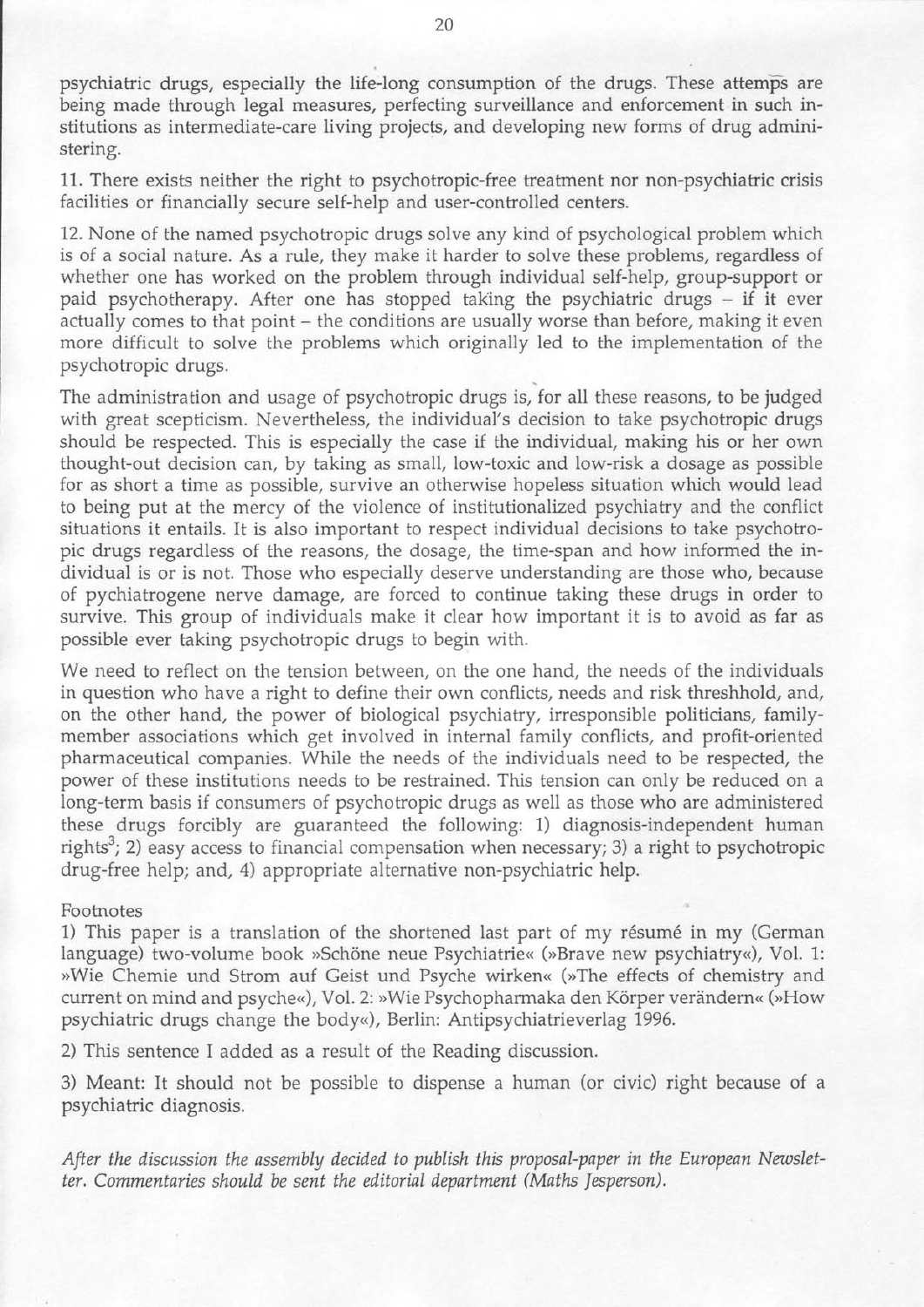psychiatric drugs, especially the life-long consumption of the drugs. These attemps are being made through legal measures, perfecting surveillance and enforcement in such institutions as intermediate-care living projects, and developing new forms of drug administering.

11. There exists neither the right to psychotropic-free treatment nor non-psychiatric crisis facilities or financially secure self-help and user-controlled centers.

12. None of the named psychotropic drugs solve any kind of psychological problem which is of a social nature. As a rule, they make it harder to solve these problems, regardless of whether one has worked on the problem through individual self-help, group-support or paid psychotherapy. After one has stopped taking the psychiatric drugs – if it ever actually comes to that point – the conditions are usually worse than before, making it even more difficult to solve the problems which originally led to the implementation of the psychotropic drugs.

The administration and usage of psychotropic drugs is, for all these reasons, to be judged with great scepticism. Nevertheless, the individual's decision to take psychotropic drugs should be respected. This is especially the case if the individual, making his or her own thought-out decision can, by taking as small, low-toxic and low-risk a dosage as possible for as short a time as possible, survive an otherwise hopeless situation which would lead to being put at the mercy of the violence of institutionalized psychiatry and the conflict situations it entails. It is also important to respect individual decisions to take psychotropic drugs regardless of the reasons, the dosage, the time-span and how informed the individual is or is not. Those who especially deserve understanding are those who, because of pychiatrogene nerve damage, are forced to continue taking these drugs in order to survive. This group of individuals make it clear how important it is to avoid as far as possible ever taking psychotropic drugs to begin with.

We need to reflect on the tension between, on the one hand, the needs of the individuals in question who have a right to define their own conflicts, needs and risk threshhold, and, on the other hand, the power of biological psychiatry, irresponsible politicians, family-member associations which get involved in internal family conflicts, and profit-oriented pharmaceutical companies. While the needs of the individuals need to be respected, the power of these institutions needs to be restrained. This tension can only be reduced on a long-term basis if consumers of psychotropic drugs as well as those who are administered these drugs forcibly are guaranteed the following: 1) diagnosis-independent human rights[3]; 2) easy access to financial compensation when necessary; 3) a right to psychotropic drug-free help; and, 4) appropriate alternative non-psychiatric help.

Footnotes

1) This paper is a translation of the shortened last part of my résumé in my (German language) two-volume book »Schöne neue Psychiatrie« (»Brave new psychiatry«), Vol. 1: »Wie Chemie und Strom auf Geist und Psyche wirken« (»The effects of chemistry and current on mind and psyche«), Vol. 2: »Wie Psychopharmaka den Körper verändern« (»How psychiatric drugs change the body«), Berlin: Antipsychiatrieverlag 1996.

2) This sentence I added as a result of the Reading discussion.

3) Meant: It should not be possible to dispense a human (or civic) right because of a psychiatric diagnosis.

*After the discussion the assembly decided to publish this proposal-paper in the European Newsletter. Commentaries should be sent the editorial department (Maths Jesperson).*